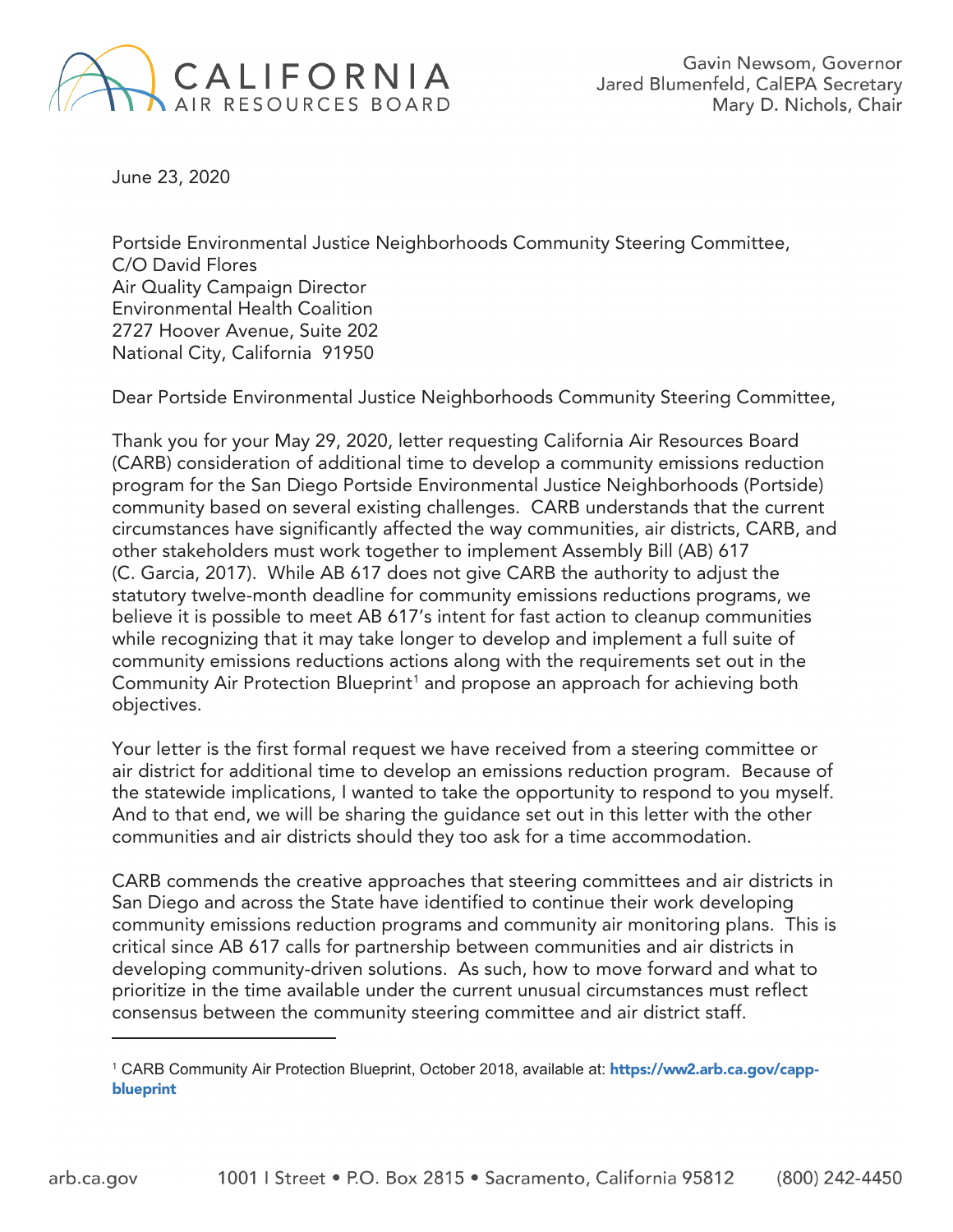CALIFORNIA AIR RESOURCES BOARD

Gavin Newsom, Governor
Jared Blumenfeld, CalEPA Secretary
Mary D. Nichols, Chair

June 23, 2020

Portside Environmental Justice Neighborhoods Community Steering Committee,
C/O David Flores
Air Quality Campaign Director
Environmental Health Coalition
2727 Hoover Avenue, Suite 202
National City, California 91950

Dear Portside Environmental Justice Neighborhoods Community Steering Committee,

Thank you for your May 29, 2020, letter requesting California Air Resources Board (CARB) consideration of additional time to develop a community emissions reduction program for the San Diego Portside Environmental Justice Neighborhoods (Portside) community based on several existing challenges. CARB understands that the current circumstances have significantly affected the way communities, air districts, CARB, and other stakeholders must work together to implement Assembly Bill (AB) 617 (C. Garcia, 2017). While AB 617 does not give CARB the authority to adjust the statutory twelve-month deadline for community emissions reductions programs, we believe it is possible to meet AB 617's intent for fast action to cleanup communities while recognizing that it may take longer to develop and implement a full suite of community emissions reductions actions along with the requirements set out in the Community Air Protection Blueprint[1] and propose an approach for achieving both objectives.

Your letter is the first formal request we have received from a steering committee or air district for additional time to develop an emissions reduction program. Because of the statewide implications, I wanted to take the opportunity to respond to you myself. And to that end, we will be sharing the guidance set out in this letter with the other communities and air districts should they too ask for a time accommodation.

CARB commends the creative approaches that steering committees and air districts in San Diego and across the State have identified to continue their work developing community emissions reduction programs and community air monitoring plans. This is critical since AB 617 calls for partnership between communities and air districts in developing community-driven solutions. As such, how to move forward and what to prioritize in the time available under the current unusual circumstances must reflect consensus between the community steering committee and air district staff.

[1] CARB Community Air Protection Blueprint, October 2018, available at: https://ww2.arb.ca.gov/capp-blueprint

arb.ca.gov 1001 I Street • P.O. Box 2815 • Sacramento, California 95812 (800) 242-4450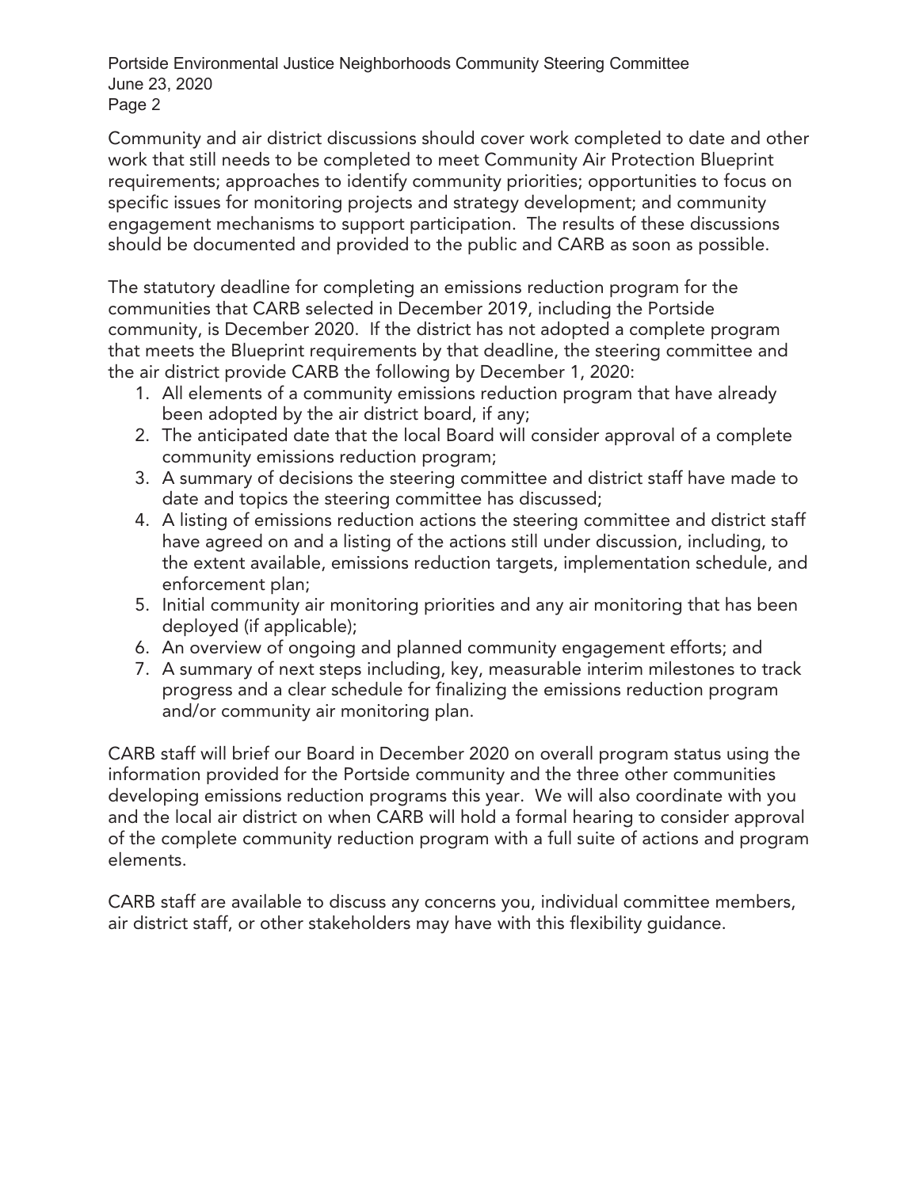Community and air district discussions should cover work completed to date and other work that still needs to be completed to meet Community Air Protection Blueprint requirements; approaches to identify community priorities; opportunities to focus on specific issues for monitoring projects and strategy development; and community engagement mechanisms to support participation. The results of these discussions should be documented and provided to the public and CARB as soon as possible.

The statutory deadline for completing an emissions reduction program for the communities that CARB selected in December 2019, including the Portside community, is December 2020. If the district has not adopted a complete program that meets the Blueprint requirements by that deadline, the steering committee and the air district provide CARB the following by December 1, 2020:

1. All elements of a community emissions reduction program that have already been adopted by the air district board, if any;
2. The anticipated date that the local Board will consider approval of a complete community emissions reduction program;
3. A summary of decisions the steering committee and district staff have made to date and topics the steering committee has discussed;
4. A listing of emissions reduction actions the steering committee and district staff have agreed on and a listing of the actions still under discussion, including, to the extent available, emissions reduction targets, implementation schedule, and enforcement plan;
5. Initial community air monitoring priorities and any air monitoring that has been deployed (if applicable);
6. An overview of ongoing and planned community engagement efforts; and
7. A summary of next steps including, key, measurable interim milestones to track progress and a clear schedule for finalizing the emissions reduction program and/or community air monitoring plan.

CARB staff will brief our Board in December 2020 on overall program status using the information provided for the Portside community and the three other communities developing emissions reduction programs this year. We will also coordinate with you and the local air district on when CARB will hold a formal hearing to consider approval of the complete community reduction program with a full suite of actions and program elements.

CARB staff are available to discuss any concerns you, individual committee members, air district staff, or other stakeholders may have with this flexibility guidance.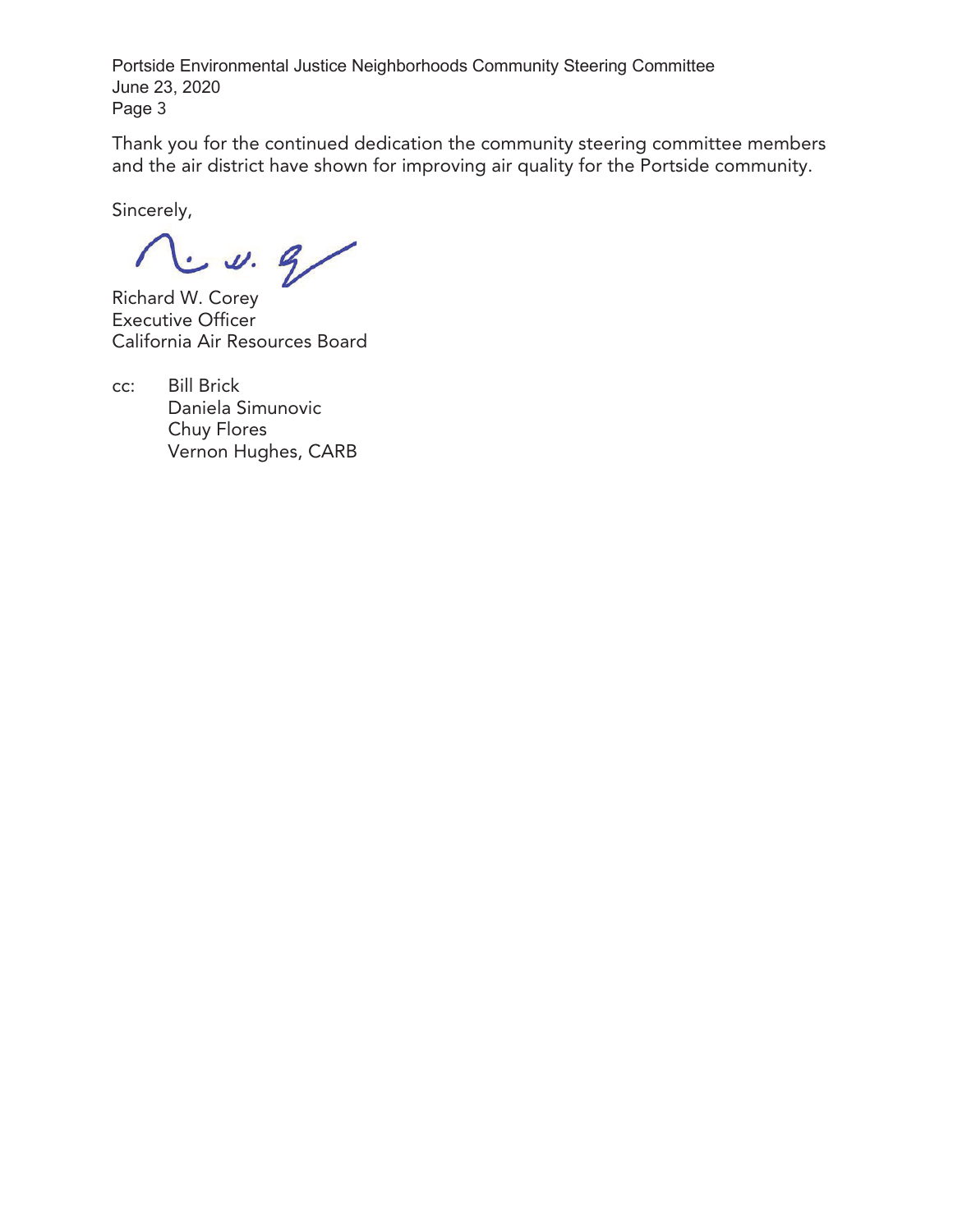Thank you for the continued dedication the community steering committee members and the air district have shown for improving air quality for the Portside community.

Sincerely,

Richard W. Corey
Executive Officer
California Air Resources Board

cc: Bill Brick
Daniela Simunovic
Chuy Flores
Vernon Hughes, CARB